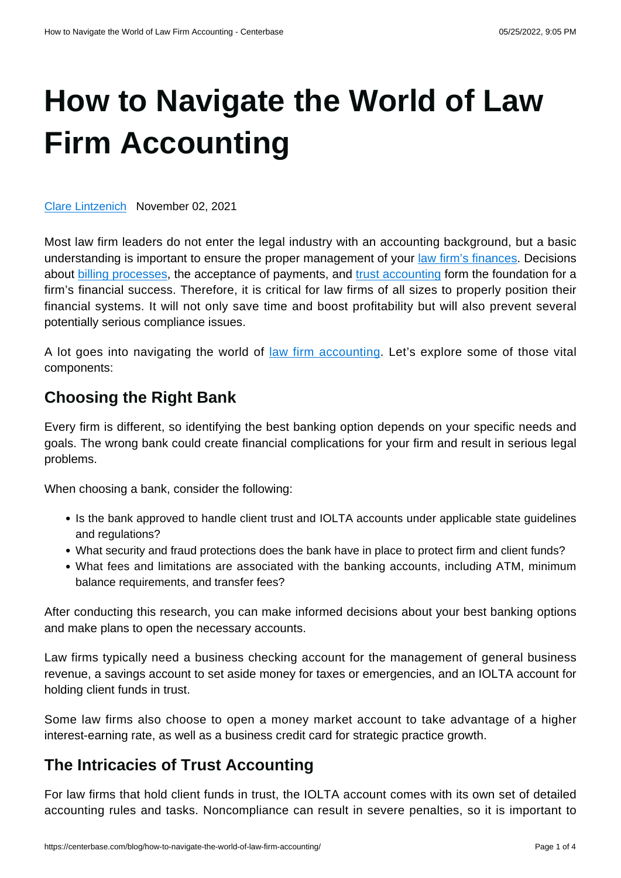# How to Navigate the World of Law Firm Accounting

[Clare Lintzenich](#) November 02, 2021

Most law firm leaders do not enter the legal industry with an accounting background, but a basic understanding is important to ensure the proper management of your [law firm's finances](#). Decisions about [billing processes](#), the acceptance of payments, and [trust accounting](#) form the foundation for a firm's financial success. Therefore, it is critical for law firms of all sizes to properly position their financial systems. It will not only save time and boost profitability but will also prevent several potentially serious compliance issues.

A lot goes into navigating the world of [law firm accounting](#). Let's explore some of those vital components:

## Choosing the Right Bank

Every firm is different, so identifying the best banking option depends on your specific needs and goals. The wrong bank could create financial complications for your firm and result in serious legal problems.

When choosing a bank, consider the following:

- Is the bank approved to handle client trust and IOLTA accounts under applicable state guidelines and regulations?
- What security and fraud protections does the bank have in place to protect firm and client funds?
- What fees and limitations are associated with the banking accounts, including ATM, minimum balance requirements, and transfer fees?

After conducting this research, you can make informed decisions about your best banking options and make plans to open the necessary accounts.

Law firms typically need a business checking account for the management of general business revenue, a savings account to set aside money for taxes or emergencies, and an IOLTA account for holding client funds in trust.

Some law firms also choose to open a money market account to take advantage of a higher interest-earning rate, as well as a business credit card for strategic practice growth.

## The Intricacies of Trust Accounting

For law firms that hold client funds in trust, the IOLTA account comes with its own set of detailed accounting rules and tasks. Noncompliance can result in severe penalties, so it is important to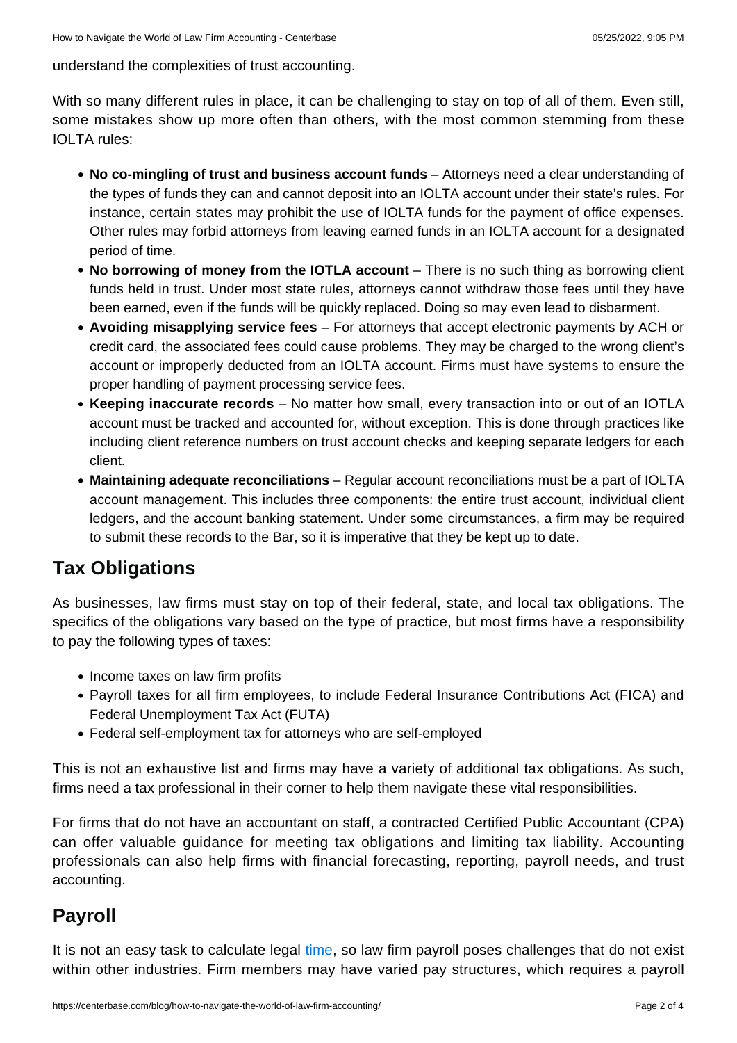understand the complexities of trust accounting.

With so many different rules in place, it can be challenging to stay on top of all of them. Even still, some mistakes show up more often than others, with the most common stemming from these IOLTA rules:

- **No co-mingling of trust and business account funds** – Attorneys need a clear understanding of the types of funds they can and cannot deposit into an IOLTA account under their state's rules. For instance, certain states may prohibit the use of IOLTA funds for the payment of office expenses. Other rules may forbid attorneys from leaving earned funds in an IOLTA account for a designated period of time.
- **No borrowing of money from the IOTLA account** – There is no such thing as borrowing client funds held in trust. Under most state rules, attorneys cannot withdraw those fees until they have been earned, even if the funds will be quickly replaced. Doing so may even lead to disbarment.
- **Avoiding misapplying service fees** – For attorneys that accept electronic payments by ACH or credit card, the associated fees could cause problems. They may be charged to the wrong client's account or improperly deducted from an IOLTA account. Firms must have systems to ensure the proper handling of payment processing service fees.
- **Keeping inaccurate records** – No matter how small, every transaction into or out of an IOTLA account must be tracked and accounted for, without exception. This is done through practices like including client reference numbers on trust account checks and keeping separate ledgers for each client.
- **Maintaining adequate reconciliations** – Regular account reconciliations must be a part of IOLTA account management. This includes three components: the entire trust account, individual client ledgers, and the account banking statement. Under some circumstances, a firm may be required to submit these records to the Bar, so it is imperative that they be kept up to date.

## Tax Obligations

As businesses, law firms must stay on top of their federal, state, and local tax obligations. The specifics of the obligations vary based on the type of practice, but most firms have a responsibility to pay the following types of taxes:

- Income taxes on law firm profits
- Payroll taxes for all firm employees, to include Federal Insurance Contributions Act (FICA) and Federal Unemployment Tax Act (FUTA)
- Federal self-employment tax for attorneys who are self-employed

This is not an exhaustive list and firms may have a variety of additional tax obligations. As such, firms need a tax professional in their corner to help them navigate these vital responsibilities.

For firms that do not have an accountant on staff, a contracted Certified Public Accountant (CPA) can offer valuable guidance for meeting tax obligations and limiting tax liability. Accounting professionals can also help firms with financial forecasting, reporting, payroll needs, and trust accounting.

## Payroll

It is not an easy task to calculate legal time, so law firm payroll poses challenges that do not exist within other industries. Firm members may have varied pay structures, which requires a payroll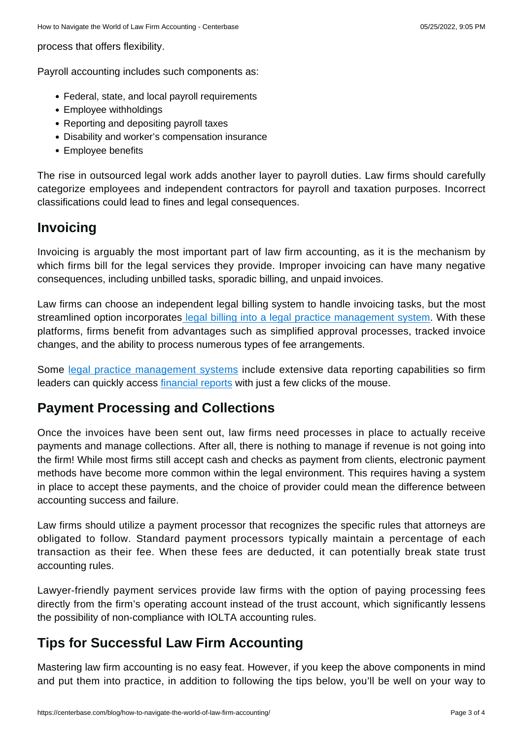process that offers flexibility.

Payroll accounting includes such components as:

- Federal, state, and local payroll requirements
- Employee withholdings
- Reporting and depositing payroll taxes
- Disability and worker's compensation insurance
- Employee benefits

The rise in outsourced legal work adds another layer to payroll duties. Law firms should carefully categorize employees and independent contractors for payroll and taxation purposes. Incorrect classifications could lead to fines and legal consequences.

## Invoicing

Invoicing is arguably the most important part of law firm accounting, as it is the mechanism by which firms bill for the legal services they provide. Improper invoicing can have many negative consequences, including unbilled tasks, sporadic billing, and unpaid invoices.

Law firms can choose an independent legal billing system to handle invoicing tasks, but the most streamlined option incorporates legal billing into a legal practice management system. With these platforms, firms benefit from advantages such as simplified approval processes, tracked invoice changes, and the ability to process numerous types of fee arrangements.

Some legal practice management systems include extensive data reporting capabilities so firm leaders can quickly access financial reports with just a few clicks of the mouse.

## Payment Processing and Collections

Once the invoices have been sent out, law firms need processes in place to actually receive payments and manage collections. After all, there is nothing to manage if revenue is not going into the firm! While most firms still accept cash and checks as payment from clients, electronic payment methods have become more common within the legal environment. This requires having a system in place to accept these payments, and the choice of provider could mean the difference between accounting success and failure.

Law firms should utilize a payment processor that recognizes the specific rules that attorneys are obligated to follow. Standard payment processors typically maintain a percentage of each transaction as their fee. When these fees are deducted, it can potentially break state trust accounting rules.

Lawyer-friendly payment services provide law firms with the option of paying processing fees directly from the firm's operating account instead of the trust account, which significantly lessens the possibility of non-compliance with IOLTA accounting rules.

## Tips for Successful Law Firm Accounting

Mastering law firm accounting is no easy feat. However, if you keep the above components in mind and put them into practice, in addition to following the tips below, you'll be well on your way to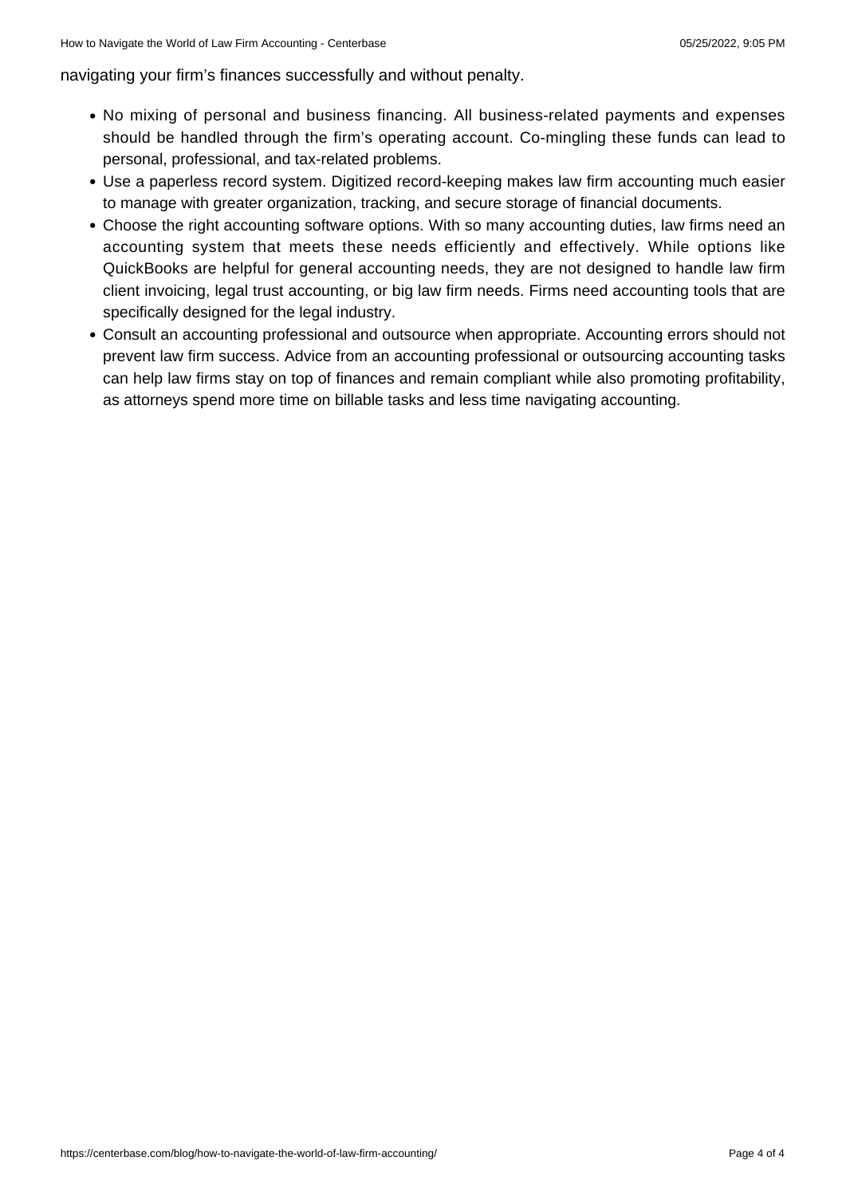navigating your firm's finances successfully and without penalty.

- No mixing of personal and business financing. All business-related payments and expenses should be handled through the firm's operating account. Co-mingling these funds can lead to personal, professional, and tax-related problems.
- Use a paperless record system. Digitized record-keeping makes law firm accounting much easier to manage with greater organization, tracking, and secure storage of financial documents.
- Choose the right accounting software options. With so many accounting duties, law firms need an accounting system that meets these needs efficiently and effectively. While options like QuickBooks are helpful for general accounting needs, they are not designed to handle law firm client invoicing, legal trust accounting, or big law firm needs. Firms need accounting tools that are specifically designed for the legal industry.
- Consult an accounting professional and outsource when appropriate. Accounting errors should not prevent law firm success. Advice from an accounting professional or outsourcing accounting tasks can help law firms stay on top of finances and remain compliant while also promoting profitability, as attorneys spend more time on billable tasks and less time navigating accounting.